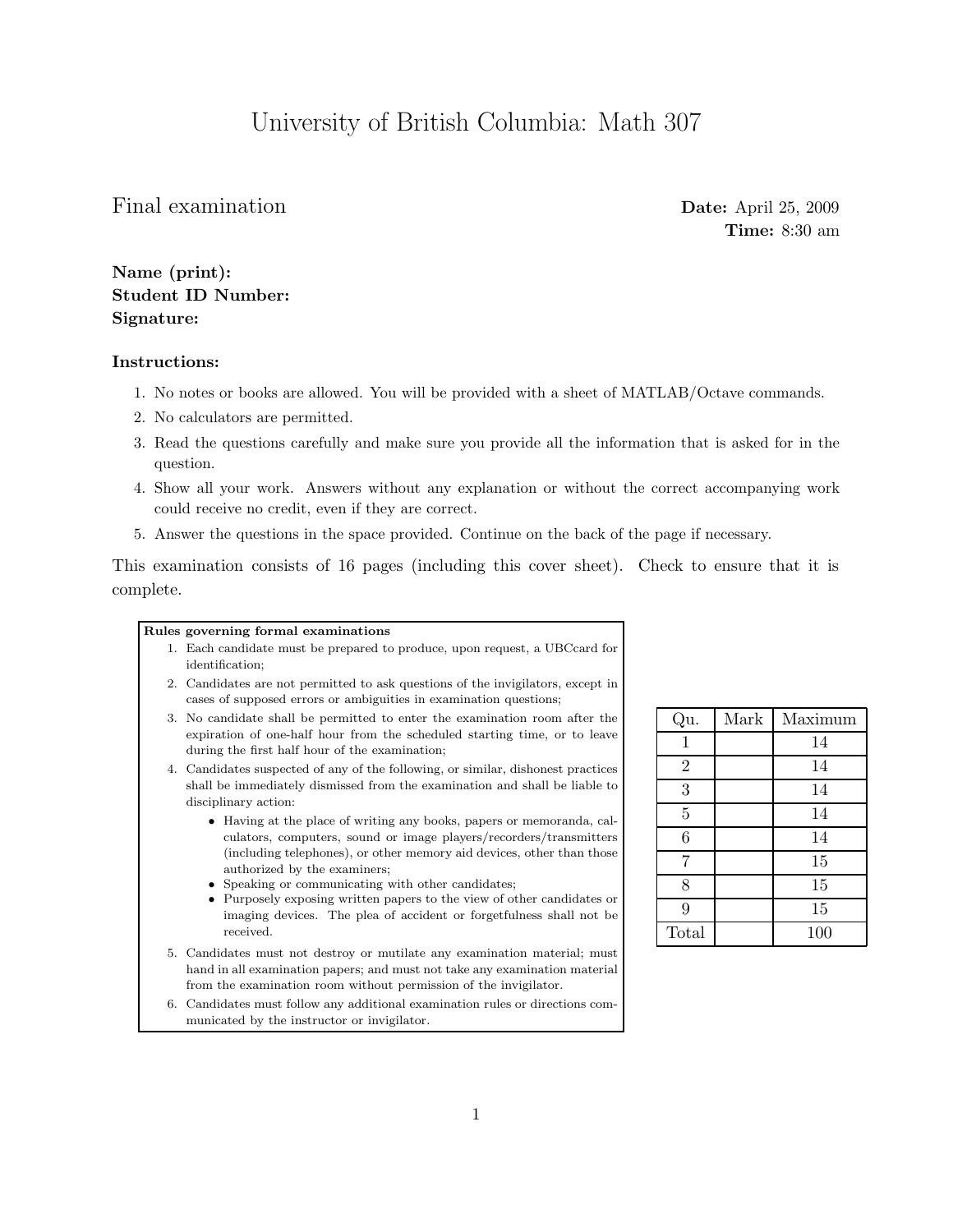# University of British Columbia: Math 307

## Final examination

**Date:** April 25, 2009
**Time:** 8:30 am

**Name (print):**
**Student ID Number:**
**Signature:**

### Instructions:

1. No notes or books are allowed. You will be provided with a sheet of MATLAB/Octave commands.
2. No calculators are permitted.
3. Read the questions carefully and make sure you provide all the information that is asked for in the question.
4. Show all your work. Answers without any explanation or without the correct accompanying work could receive no credit, even if they are correct.
5. Answer the questions in the space provided. Continue on the back of the page if necessary.

This examination consists of 16 pages (including this cover sheet). Check to ensure that it is complete.

**Rules governing formal examinations**

1. Each candidate must be prepared to produce, upon request, a UBCcard for identification;
2. Candidates are not permitted to ask questions of the invigilators, except in cases of supposed errors or ambiguities in examination questions;
3. No candidate shall be permitted to enter the examination room after the expiration of one-half hour from the scheduled starting time, or to leave during the first half hour of the examination;
4. Candidates suspected of any of the following, or similar, dishonest practices shall be immediately dismissed from the examination and shall be liable to disciplinary action:
   - Having at the place of writing any books, papers or memoranda, calculators, computers, sound or image players/recorders/transmitters (including telephones), or other memory aid devices, other than those authorized by the examiners;
   - Speaking or communicating with other candidates;
   - Purposely exposing written papers to the view of other candidates or imaging devices. The plea of accident or forgetfulness shall not be received.
5. Candidates must not destroy or mutilate any examination material; must hand in all examination papers; and must not take any examination material from the examination room without permission of the invigilator.
6. Candidates must follow any additional examination rules or directions communicated by the instructor or invigilator.

| Qu. | Mark | Maximum |
|---|---|---|
| 1 | | 14 |
| 2 | | 14 |
| 3 | | 14 |
| 5 | | 14 |
| 6 | | 14 |
| 7 | | 15 |
| 8 | | 15 |
| 9 | | 15 |
| Total | | 100 |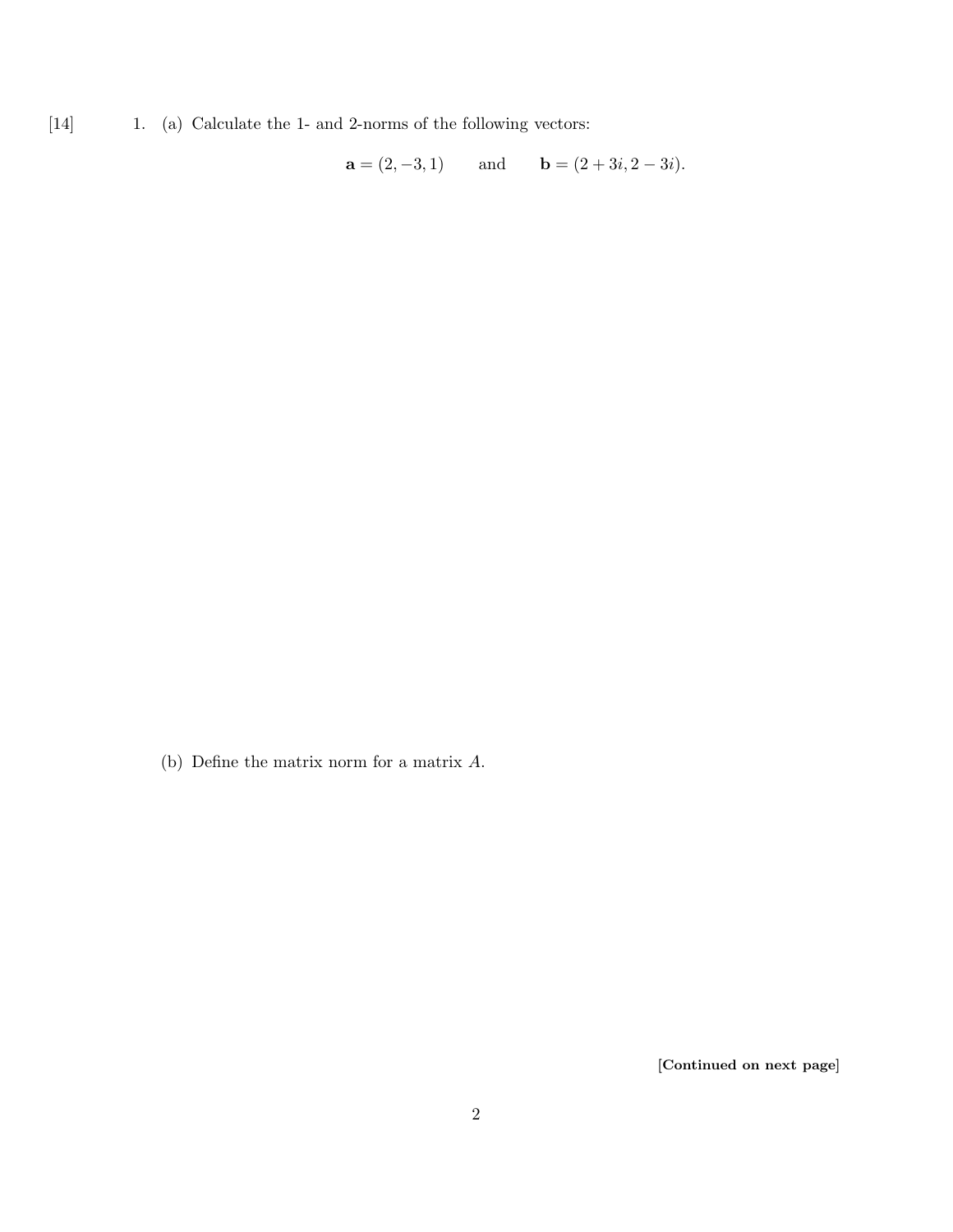[14] 1. (a) Calculate the 1- and 2-norms of the following vectors:

$$\mathbf{a} = (2, -3, 1) \qquad \text{and} \qquad \mathbf{b} = (2 + 3i, 2 - 3i).$$

(b) Define the matrix norm for a matrix $A$.

**[Continued on next page]**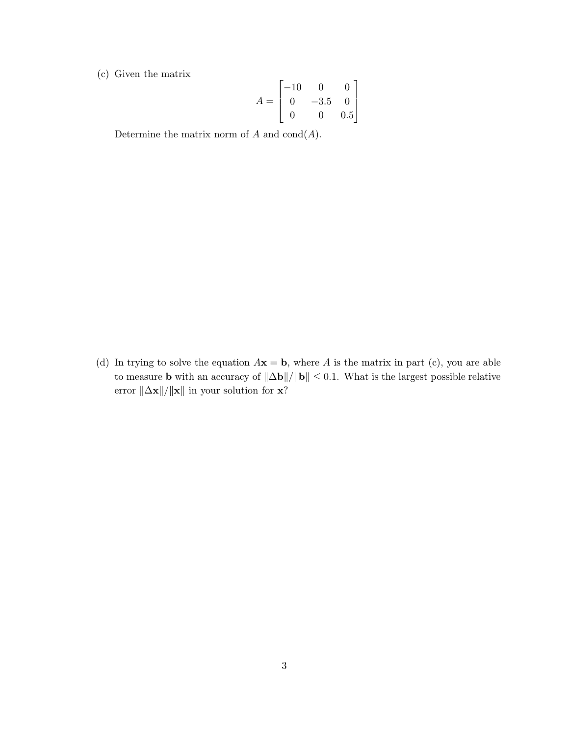(c) Given the matrix

$$A = \begin{bmatrix} -10 & 0 & 0 \\ 0 & -3.5 & 0 \\ 0 & 0 & 0.5 \end{bmatrix}$$

Determine the matrix norm of $A$ and $\text{cond}(A)$.

(d) In trying to solve the equation $A\mathbf{x} = \mathbf{b}$, where $A$ is the matrix in part (c), you are able to measure $\mathbf{b}$ with an accuracy of $\|\Delta\mathbf{b}\|/\|\mathbf{b}\| \leq 0.1$. What is the largest possible relative error $\|\Delta\mathbf{x}\|/\|\mathbf{x}\|$ in your solution for $\mathbf{x}$?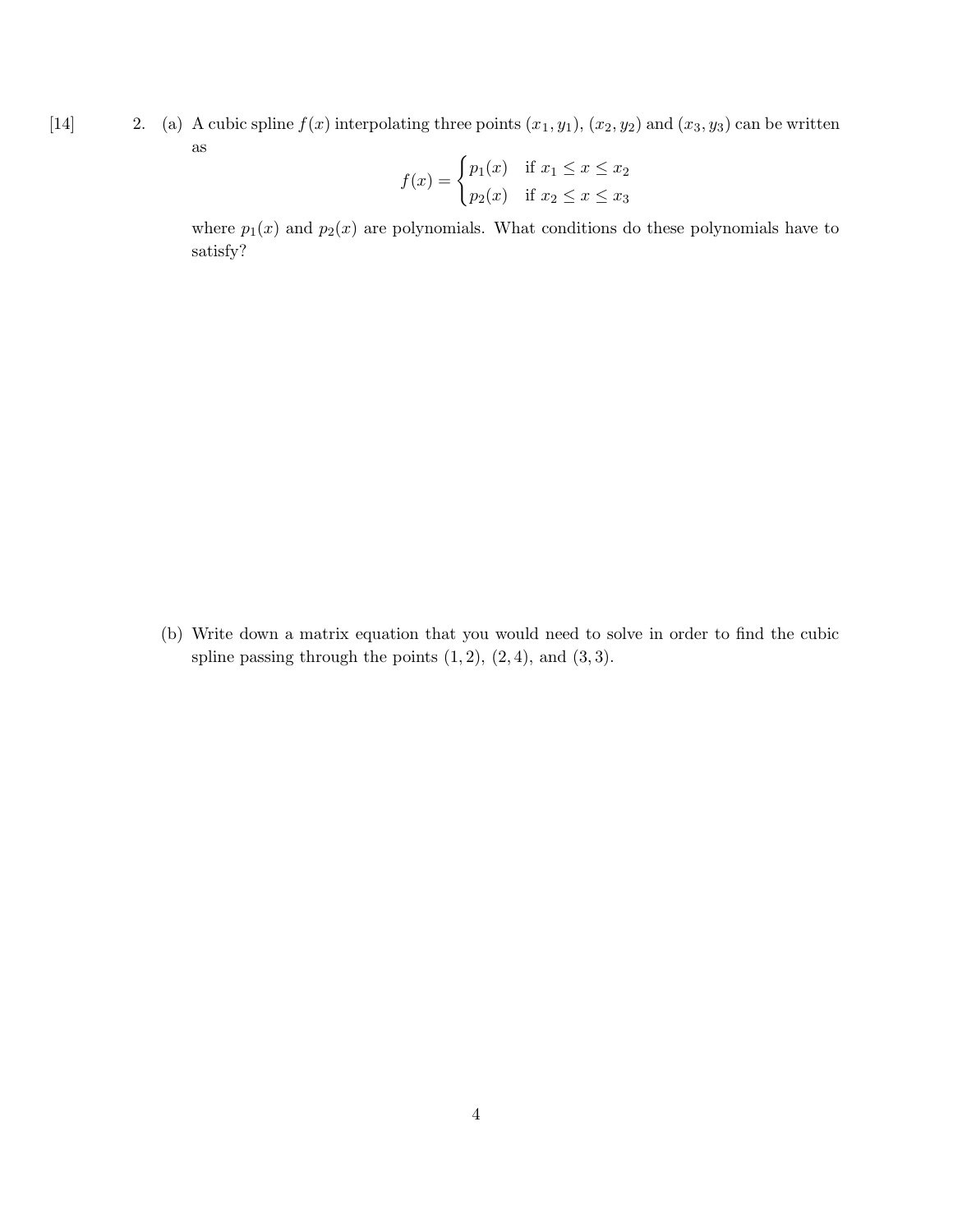[14] 2. (a) A cubic spline $f(x)$ interpolating three points $(x_1, y_1)$, $(x_2, y_2)$ and $(x_3, y_3)$ can be written as

$$f(x) = \begin{cases} p_1(x) & \text{if } x_1 \leq x \leq x_2 \\ p_2(x) & \text{if } x_2 \leq x \leq x_3 \end{cases}$$

where $p_1(x)$ and $p_2(x)$ are polynomials. What conditions do these polynomials have to satisfy?

(b) Write down a matrix equation that you would need to solve in order to find the cubic spline passing through the points $(1, 2)$, $(2, 4)$, and $(3, 3)$.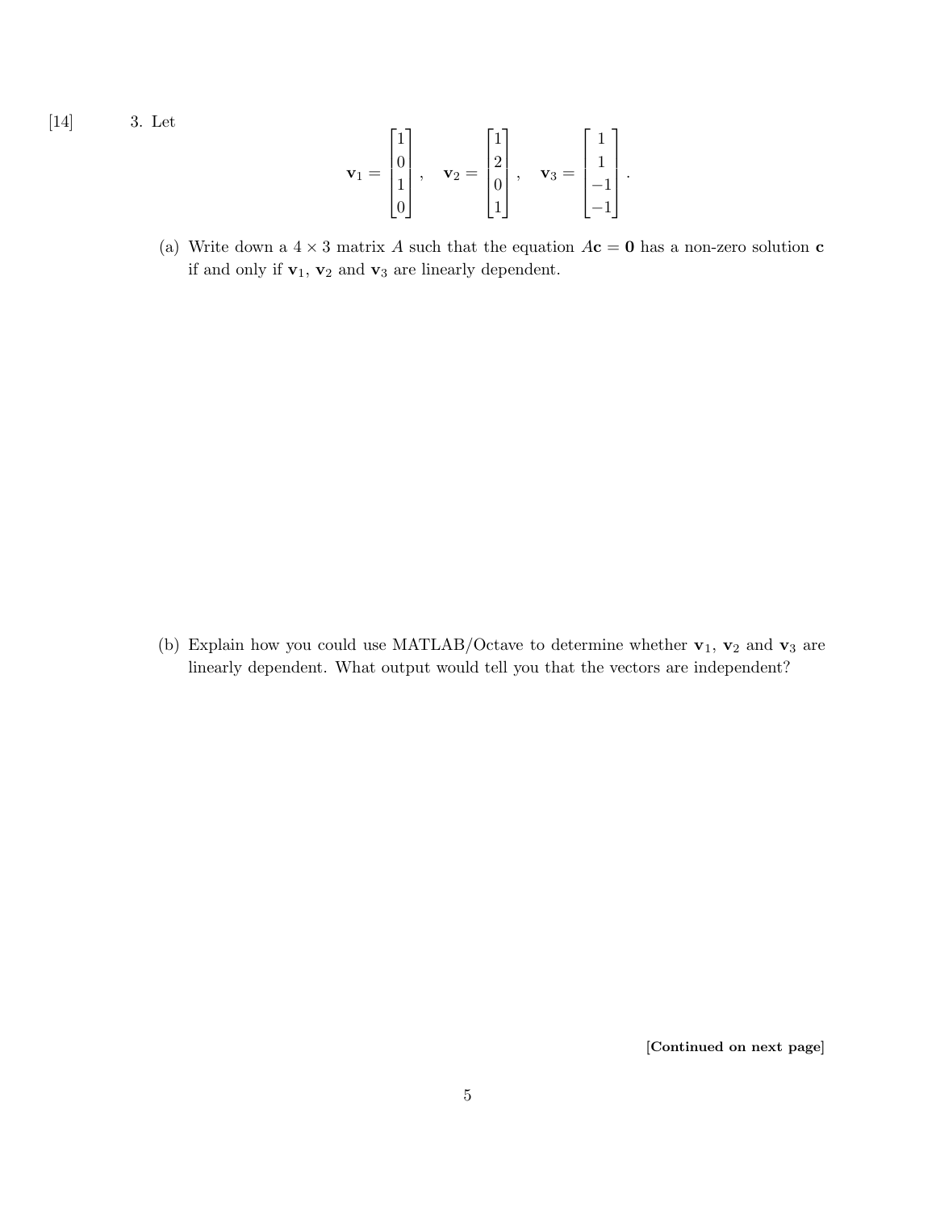[14] 3. Let

$$\mathbf{v}_1 = \begin{bmatrix} 1 \\ 0 \\ 1 \\ 0 \end{bmatrix}, \quad \mathbf{v}_2 = \begin{bmatrix} 1 \\ 2 \\ 0 \\ 1 \end{bmatrix}, \quad \mathbf{v}_3 = \begin{bmatrix} 1 \\ 1 \\ -1 \\ -1 \end{bmatrix}.$$

(a) Write down a $4 \times 3$ matrix $A$ such that the equation $A\mathbf{c} = \mathbf{0}$ has a non-zero solution $\mathbf{c}$ if and only if $\mathbf{v}_1$, $\mathbf{v}_2$ and $\mathbf{v}_3$ are linearly dependent.

(b) Explain how you could use MATLAB/Octave to determine whether $\mathbf{v}_1$, $\mathbf{v}_2$ and $\mathbf{v}_3$ are linearly dependent. What output would tell you that the vectors are independent?

**[Continued on next page]**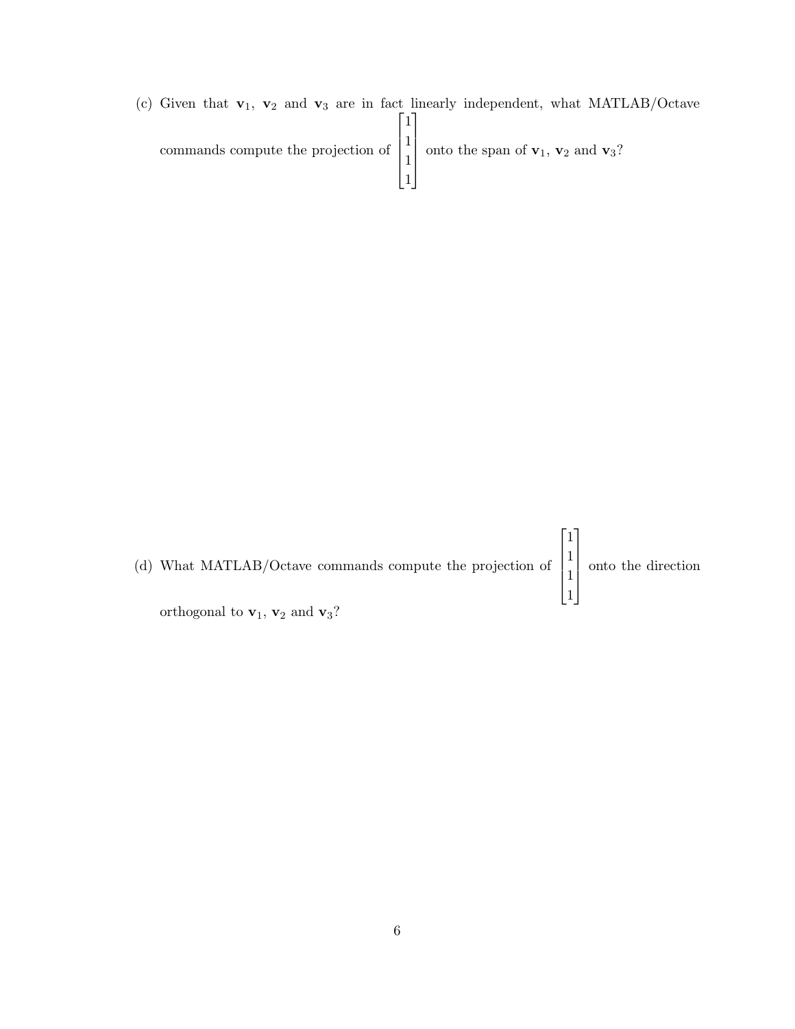(c) Given that $\mathbf{v}_1$, $\mathbf{v}_2$ and $\mathbf{v}_3$ are in fact linearly independent, what MATLAB/Octave commands compute the projection of $\begin{bmatrix} 1 \\ 1 \\ 1 \\ 1 \end{bmatrix}$ onto the span of $\mathbf{v}_1$, $\mathbf{v}_2$ and $\mathbf{v}_3$?

(d) What MATLAB/Octave commands compute the projection of $\begin{bmatrix} 1 \\ 1 \\ 1 \\ 1 \end{bmatrix}$ onto the direction orthogonal to $\mathbf{v}_1$, $\mathbf{v}_2$ and $\mathbf{v}_3$?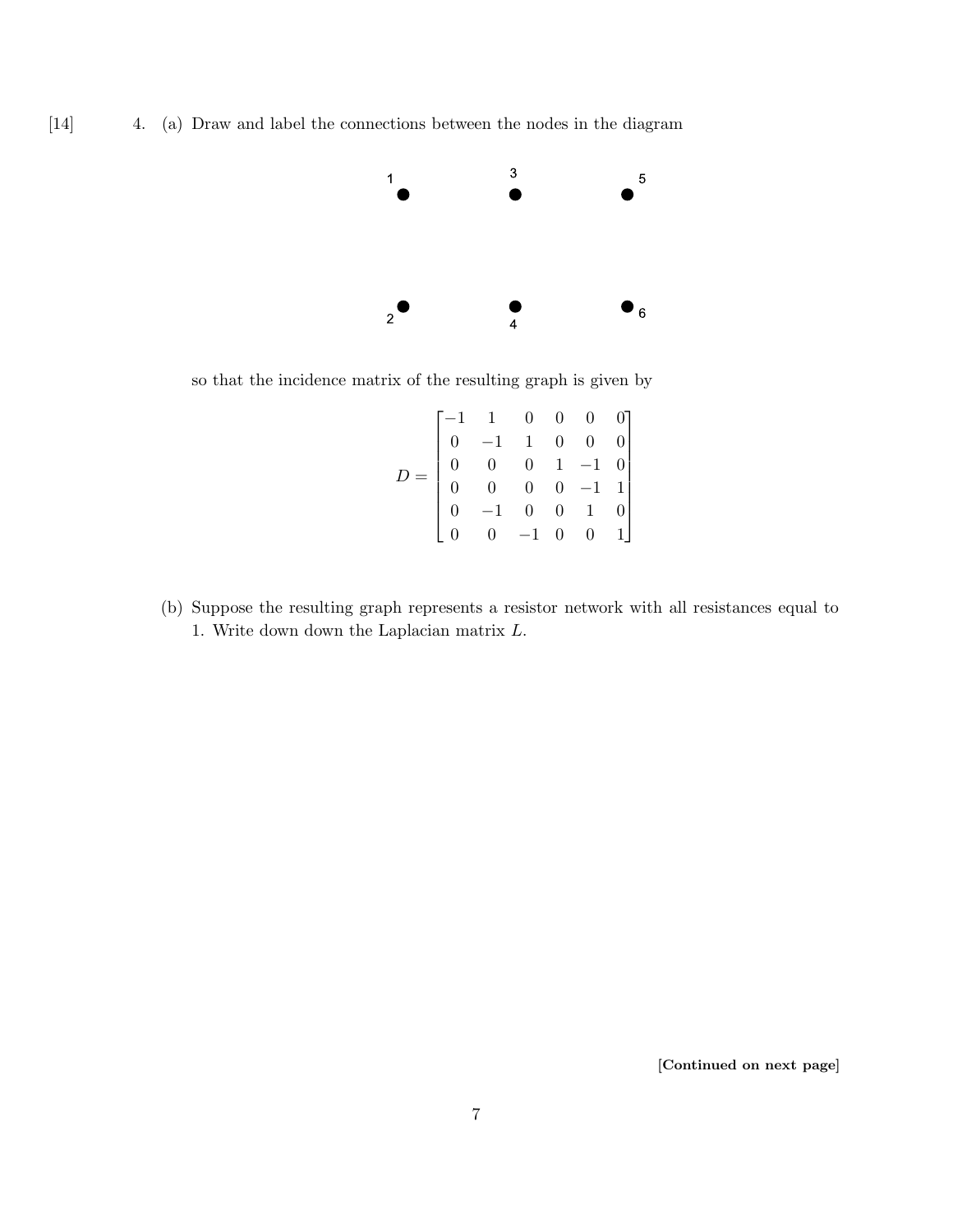[14] 4. (a) Draw and label the connections between the nodes in the diagram

1 3 5

2 4 6

so that the incidence matrix of the resulting graph is given by

$$D = \begin{bmatrix} -1 & 1 & 0 & 0 & 0 & 0 \\ 0 & -1 & 1 & 0 & 0 & 0 \\ 0 & 0 & 0 & 1 & -1 & 0 \\ 0 & 0 & 0 & 0 & -1 & 1 \\ 0 & -1 & 0 & 0 & 1 & 0 \\ 0 & 0 & -1 & 0 & 0 & 1 \end{bmatrix}$$

(b) Suppose the resulting graph represents a resistor network with all resistances equal to 1. Write down down the Laplacian matrix $L$.

**[Continued on next page]**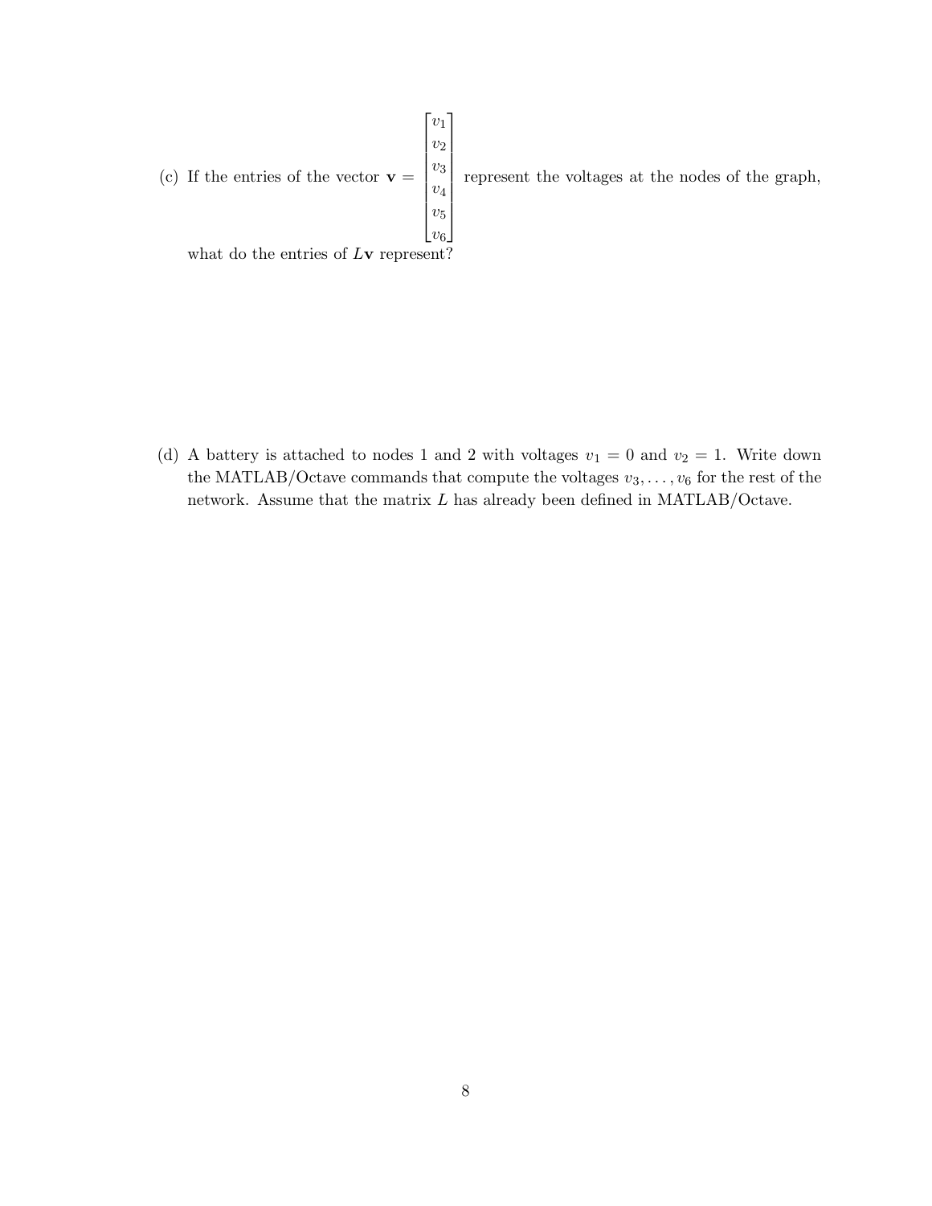(c) If the entries of the vector $\mathbf{v} = \begin{bmatrix} v_1 \\ v_2 \\ v_3 \\ v_4 \\ v_5 \\ v_6 \end{bmatrix}$ represent the voltages at the nodes of the graph, what do the entries of $L\mathbf{v}$ represent?

(d) A battery is attached to nodes 1 and 2 with voltages $v_1 = 0$ and $v_2 = 1$. Write down the MATLAB/Octave commands that compute the voltages $v_3, \ldots, v_6$ for the rest of the network. Assume that the matrix $L$ has already been defined in MATLAB/Octave.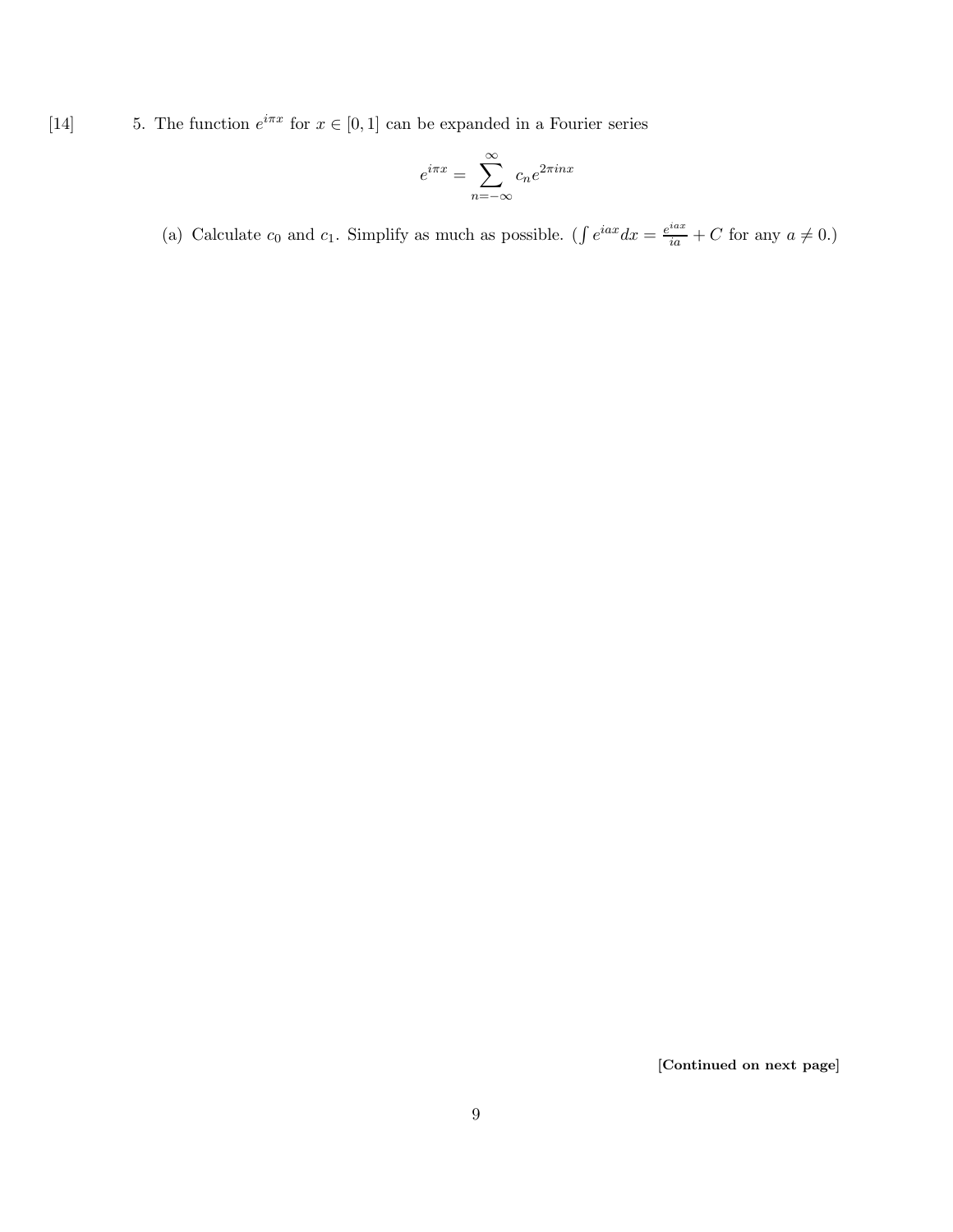[14] 5. The function $e^{i\pi x}$ for $x \in [0, 1]$ can be expanded in a Fourier series

$$e^{i\pi x} = \sum_{n=-\infty}^{\infty} c_n e^{2\pi i n x}$$

(a) Calculate $c_0$ and $c_1$. Simplify as much as possible. ($\int e^{iax} dx = \frac{e^{iax}}{ia} + C$ for any $a \neq 0$.)

**[Continued on next page]**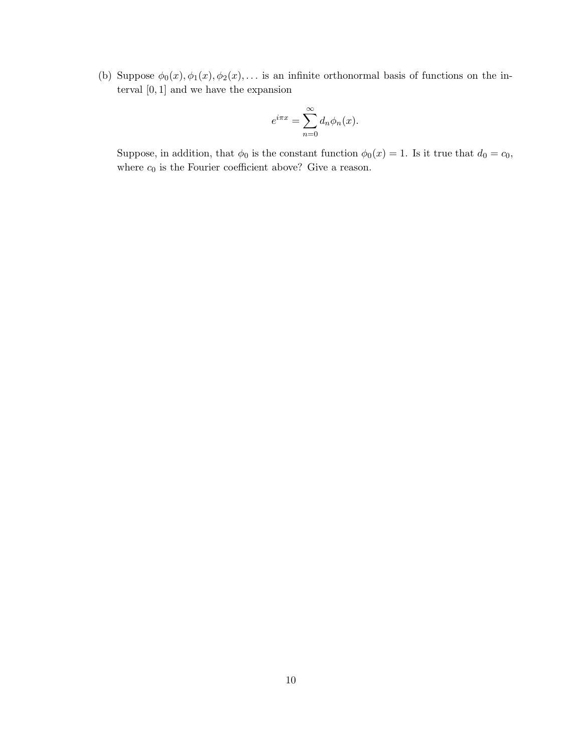(b) Suppose $\phi_0(x), \phi_1(x), \phi_2(x), \ldots$ is an infinite orthonormal basis of functions on the interval $[0, 1]$ and we have the expansion

$$e^{i\pi x} = \sum_{n=0}^{\infty} d_n \phi_n(x).$$

Suppose, in addition, that $\phi_0$ is the constant function $\phi_0(x) = 1$. Is it true that $d_0 = c_0$, where $c_0$ is the Fourier coefficient above? Give a reason.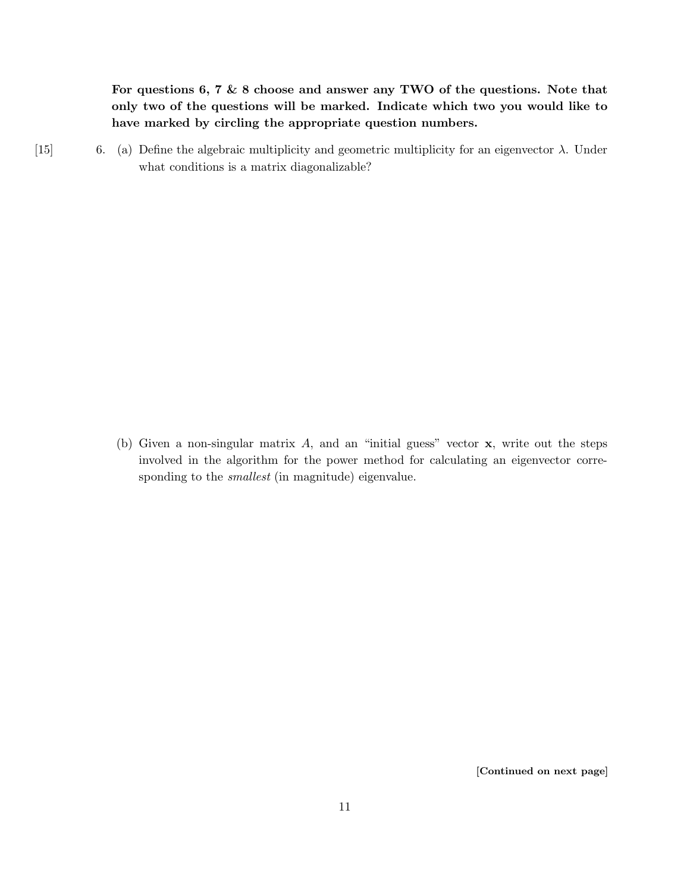**For questions 6, 7 & 8 choose and answer any TWO of the questions. Note that only two of the questions will be marked. Indicate which two you would like to have marked by circling the appropriate question numbers.**

[15] 6. (a) Define the algebraic multiplicity and geometric multiplicity for an eigenvector $\lambda$. Under what conditions is a matrix diagonalizable?

(b) Given a non-singular matrix $A$, and an "initial guess" vector $\mathbf{x}$, write out the steps involved in the algorithm for the power method for calculating an eigenvector corresponding to the *smallest* (in magnitude) eigenvalue.

**[Continued on next page]**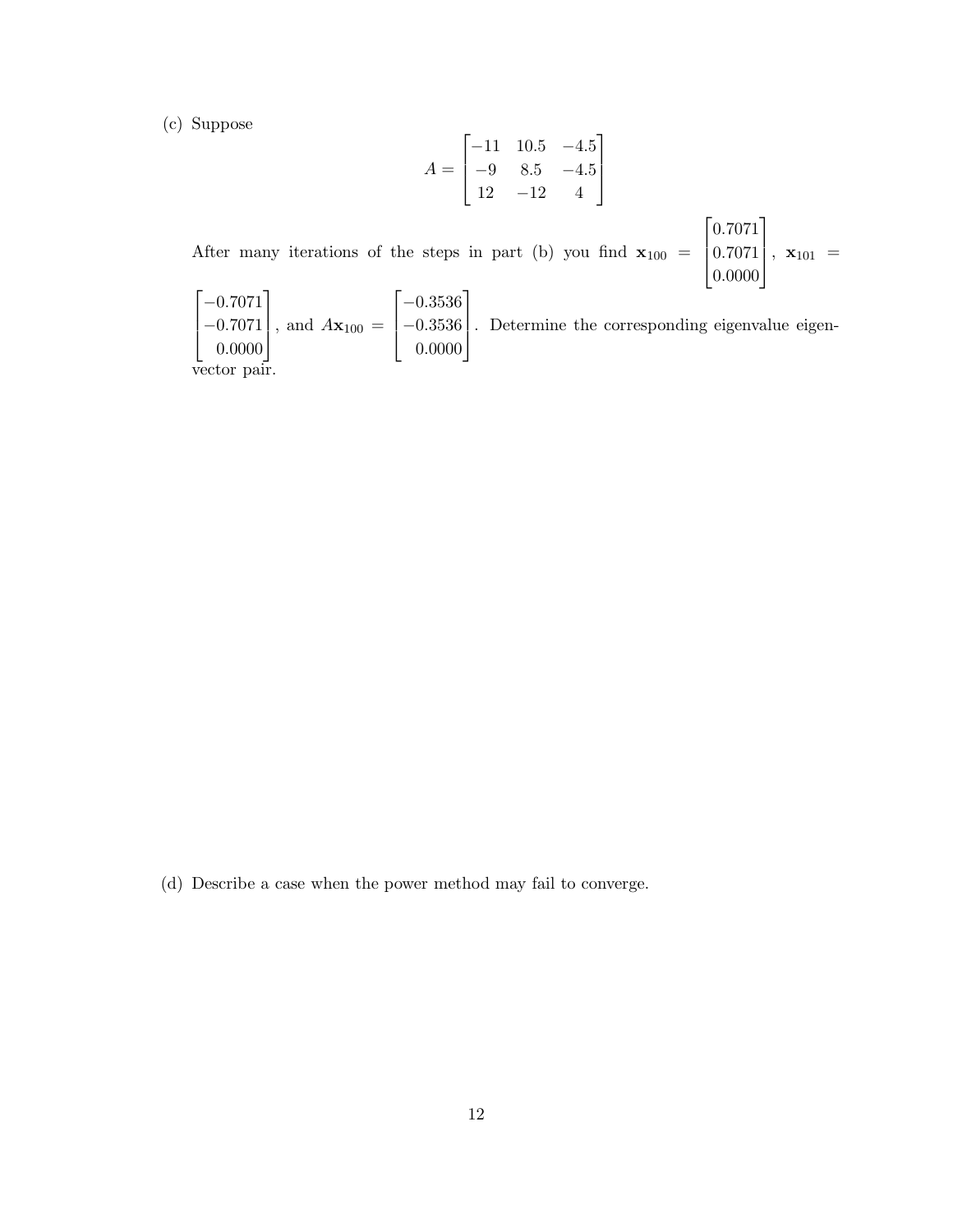(c) Suppose

$$A = \begin{bmatrix} -11 & 10.5 & -4.5 \\ -9 & 8.5 & -4.5 \\ 12 & -12 & 4 \end{bmatrix}$$

After many iterations of the steps in part (b) you find $\mathbf{x}_{100} = \begin{bmatrix} 0.7071 \\ 0.7071 \\ 0.0000 \end{bmatrix}$, $\mathbf{x}_{101} = \begin{bmatrix} -0.7071 \\ -0.7071 \\ 0.0000 \end{bmatrix}$, and $A\mathbf{x}_{100} = \begin{bmatrix} -0.3536 \\ -0.3536 \\ 0.0000 \end{bmatrix}$. Determine the corresponding eigenvalue eigenvector pair.

(d) Describe a case when the power method may fail to converge.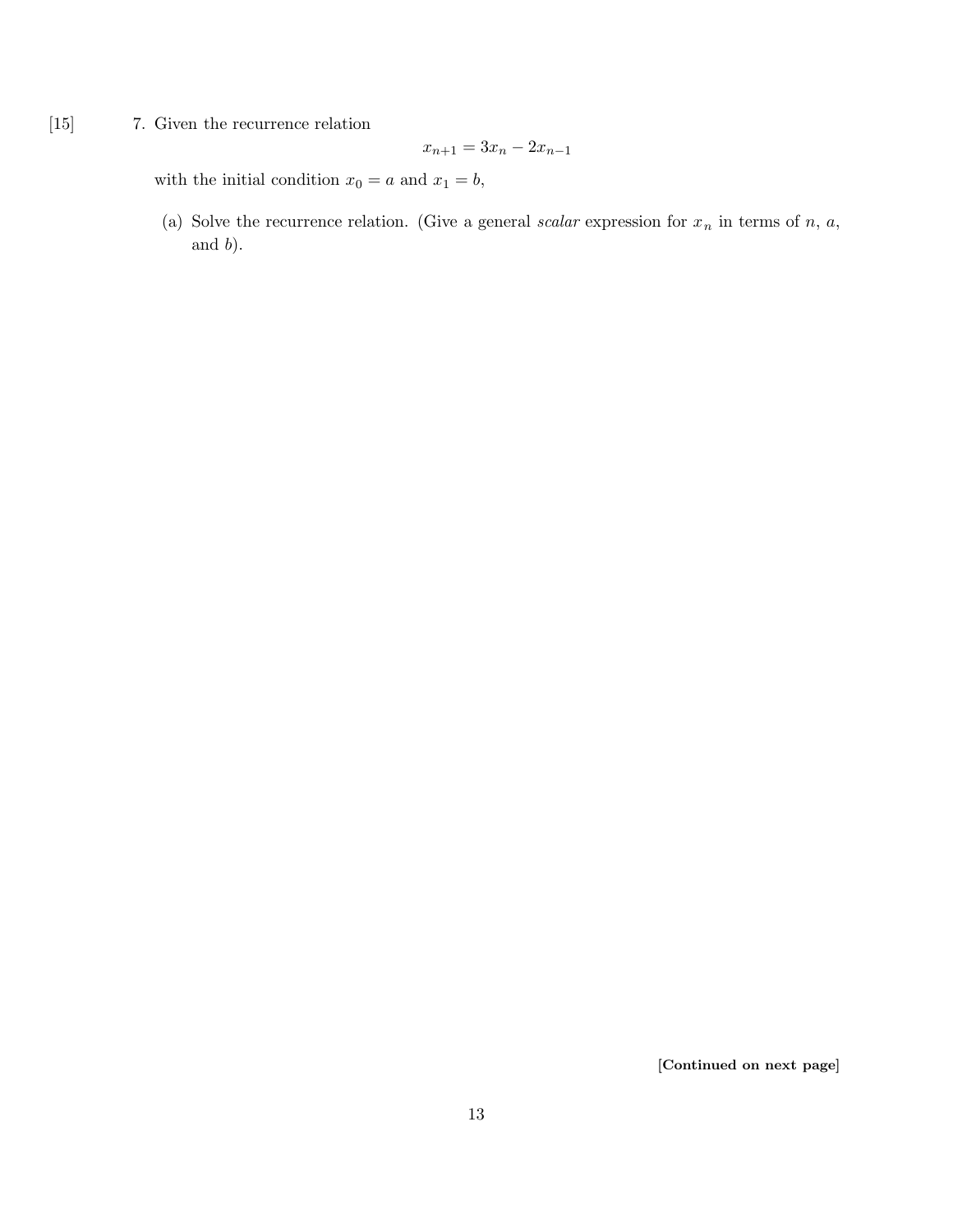[15] 7. Given the recurrence relation

$$x_{n+1} = 3x_n - 2x_{n-1}$$

with the initial condition $x_0 = a$ and $x_1 = b$,

(a) Solve the recurrence relation. (Give a general *scalar* expression for $x_n$ in terms of $n$, $a$, and $b$).

**[Continued on next page]**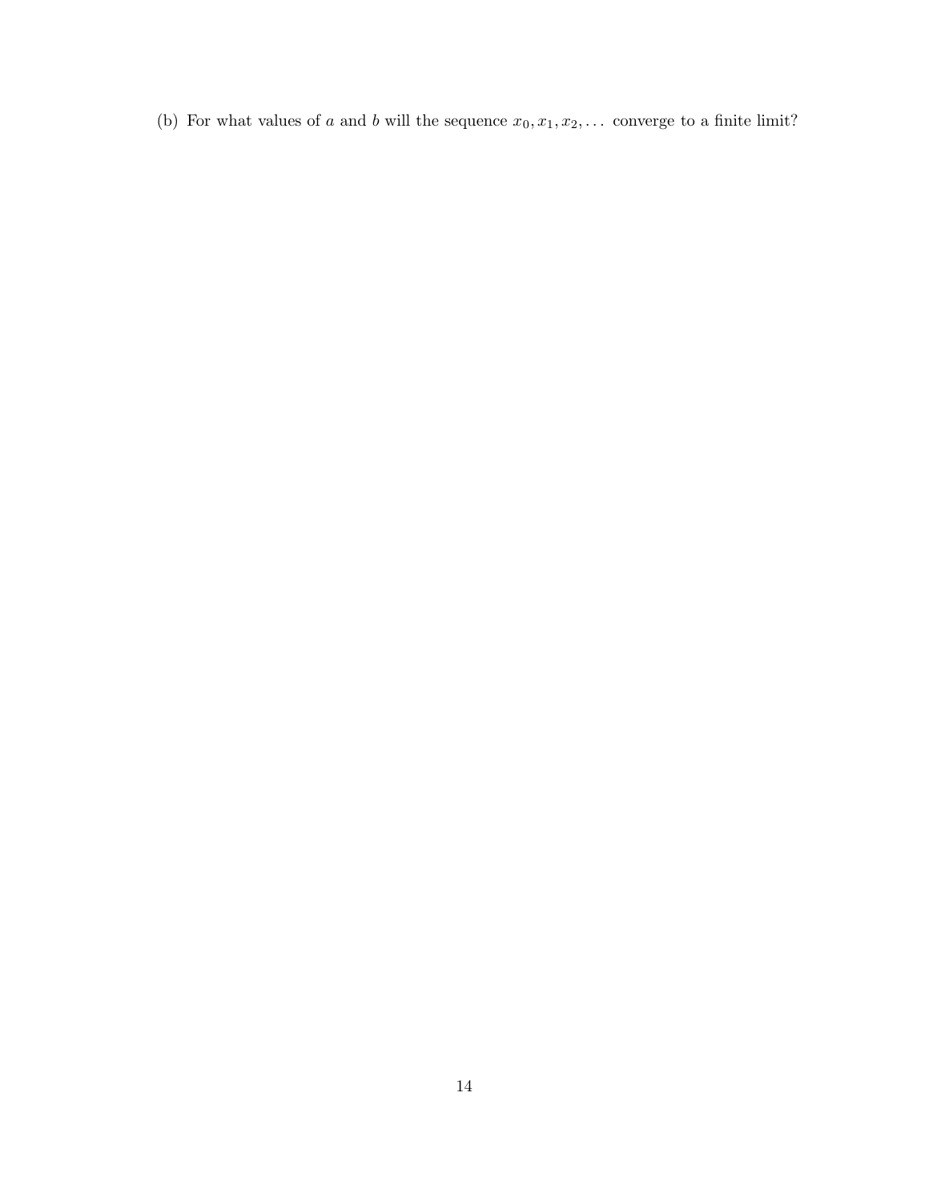(b) For what values of $a$ and $b$ will the sequence $x_0, x_1, x_2, \ldots$ converge to a finite limit?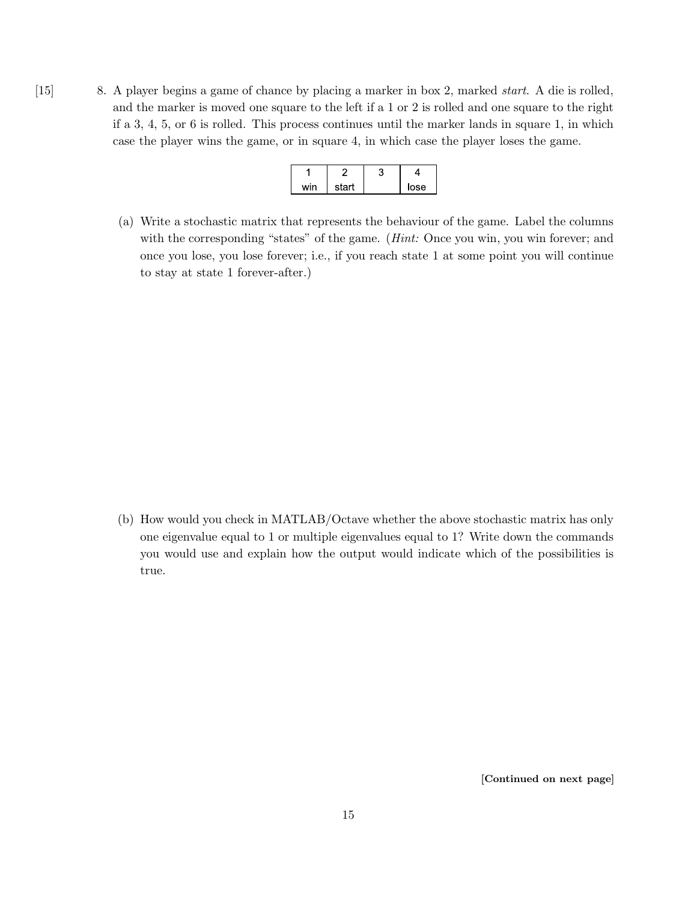[15] 8. A player begins a game of chance by placing a marker in box 2, marked *start.* A die is rolled, and the marker is moved one square to the left if a 1 or 2 is rolled and one square to the right if a 3, 4, 5, or 6 is rolled. This process continues until the marker lands in square 1, in which case the player wins the game, or in square 4, in which case the player loses the game.

| 1 | 2 | 3 | 4 |
|---|---|---|---|
| win | start | | lose |

(a) Write a stochastic matrix that represents the behaviour of the game. Label the columns with the corresponding "states" of the game. (*Hint:* Once you win, you win forever; and once you lose, you lose forever; i.e., if you reach state 1 at some point you will continue to stay at state 1 forever-after.)

(b) How would you check in MATLAB/Octave whether the above stochastic matrix has only one eigenvalue equal to 1 or multiple eigenvalues equal to 1? Write down the commands you would use and explain how the output would indicate which of the possibilities is true.

**[Continued on next page]**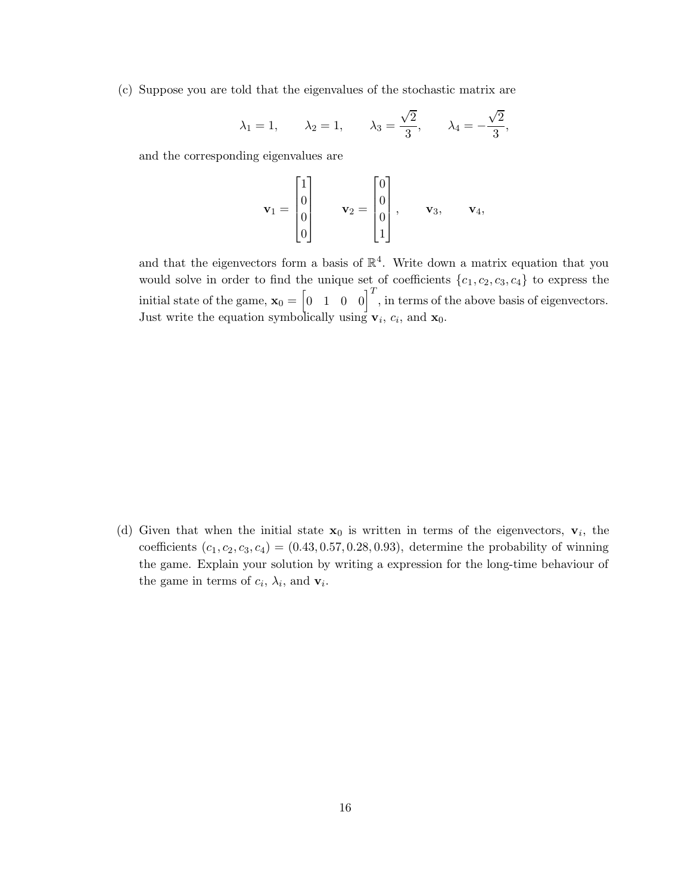(c) Suppose you are told that the eigenvalues of the stochastic matrix are

$$\lambda_1 = 1, \qquad \lambda_2 = 1, \qquad \lambda_3 = \frac{\sqrt{2}}{3}, \qquad \lambda_4 = -\frac{\sqrt{2}}{3},$$

and the corresponding eigenvalues are

$$\mathbf{v}_1 = \begin{bmatrix} 1 \\ 0 \\ 0 \\ 0 \end{bmatrix} \qquad \mathbf{v}_2 = \begin{bmatrix} 0 \\ 0 \\ 0 \\ 1 \end{bmatrix}, \qquad \mathbf{v}_3, \qquad \mathbf{v}_4,$$

and that the eigenvectors form a basis of $\mathbb{R}^4$. Write down a matrix equation that you would solve in order to find the unique set of coefficients $\{c_1, c_2, c_3, c_4\}$ to express the initial state of the game, $\mathbf{x}_0 = \begin{bmatrix} 0 & 1 & 0 & 0 \end{bmatrix}^T$, in terms of the above basis of eigenvectors. Just write the equation symbolically using $\mathbf{v}_i$, $c_i$, and $\mathbf{x}_0$.

(d) Given that when the initial state $\mathbf{x}_0$ is written in terms of the eigenvectors, $\mathbf{v}_i$, the coefficients $(c_1, c_2, c_3, c_4) = (0.43, 0.57, 0.28, 0.93)$, determine the probability of winning the game. Explain your solution by writing a expression for the long-time behaviour of the game in terms of $c_i$, $\lambda_i$, and $\mathbf{v}_i$.